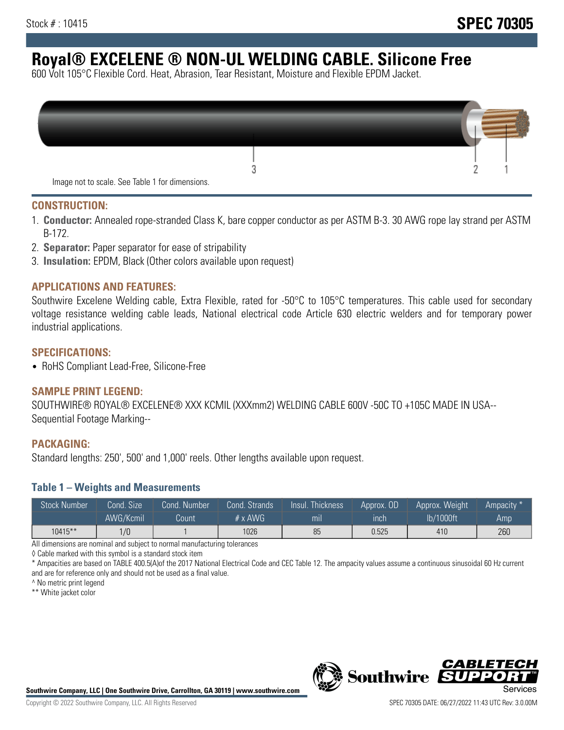Stock # : 10415

**SPEC 70305**

# Royal® EXCELENE ® NON-UL WELDING CABLE. Silicone Free

600 Volt 105°C Flexible Cord. Heat, Abrasion, Tear Resistant, Moisture and Flexible EPDM Jacket.

Image not to scale. See Table 1 for dimensions.

## CONSTRUCTION:

1. **Conductor:** Annealed rope-stranded Class K, bare copper conductor as per ASTM B-3. 30 AWG rope lay strand per ASTM B-172.
2. **Separator:** Paper separator for ease of stripability
3. **Insulation:** EPDM, Black (Other colors available upon request)

## APPLICATIONS AND FEATURES:

Southwire Excelene Welding cable, Extra Flexible, rated for -50°C to 105°C temperatures. This cable used for secondary voltage resistance welding cable leads, National electrical code Article 630 electric welders and for temporary power industrial applications.

## SPECIFICATIONS:

- RoHS Compliant Lead-Free, Silicone-Free

## SAMPLE PRINT LEGEND:

SOUTHWIRE® ROYAL® EXCELENE® XXX KCMIL (XXXmm2) WELDING CABLE 600V -50C TO +105C MADE IN USA-- Sequential Footage Marking--

## PACKAGING:

Standard lengths: 250', 500' and 1,000' reels. Other lengths available upon request.

### Table 1 – Weights and Measurements

| Stock Number | Cond. Size AWG/Kcmil | Cond. Number Count | Cond. Strands # x AWG | Insul. Thickness mil | Approx. OD inch | Approx. Weight lb/1000ft | Ampacity * Amp |
|---|---|---|---|---|---|---|---|
| 10415** | 1/0 | 1 | 1026 | 85 | 0.525 | 410 | 260 |

All dimensions are nominal and subject to normal manufacturing tolerances

◊ Cable marked with this symbol is a standard stock item

* Ampacities are based on TABLE 400.5(A)of the 2017 National Electrical Code and CEC Table 12. The ampacity values assume a continuous sinusoidal 60 Hz current and are for reference only and should not be used as a final value.

^ No metric print legend

** White jacket color

**Southwire Company, LLC | One Southwire Drive, Carrollton, GA 30119 | www.southwire.com**

Copyright © 2022 Southwire Company, LLC. All Rights Reserved

SPEC 70305 DATE: 06/27/2022 11:43 UTC Rev: 3.0.00M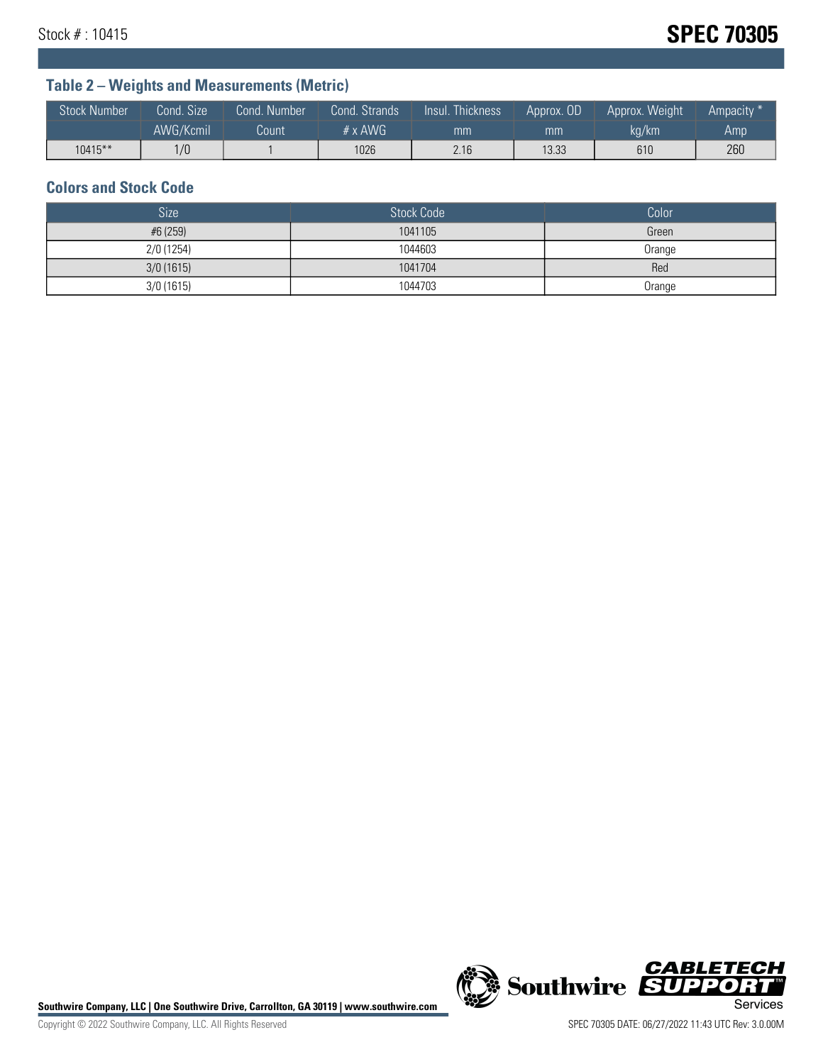## Table 2 – Weights and Measurements (Metric)

| Stock Number | Cond. Size | Cond. Number | Cond. Strands | Insul. Thickness | Approx. OD | Approx. Weight | Ampacity * |
|---|---|---|---|---|---|---|---|
| | AWG/Kcmil | Count | # x AWG | mm | mm | kg/km | Amp |
| 10415** | 1/0 | 1 | 1026 | 2.16 | 13.33 | 610 | 260 |

## Colors and Stock Code

| Size | Stock Code | Color |
|---|---|---|
| #6 (259) | 1041105 | Green |
| 2/0 (1254) | 1044603 | Orange |
| 3/0 (1615) | 1041704 | Red |
| 3/0 (1615) | 1044703 | Orange |

**Southwire Company, LLC | One Southwire Drive, Carrollton, GA 30119 | www.southwire.com**

Copyright © 2022 Southwire Company, LLC. All Rights Reserved